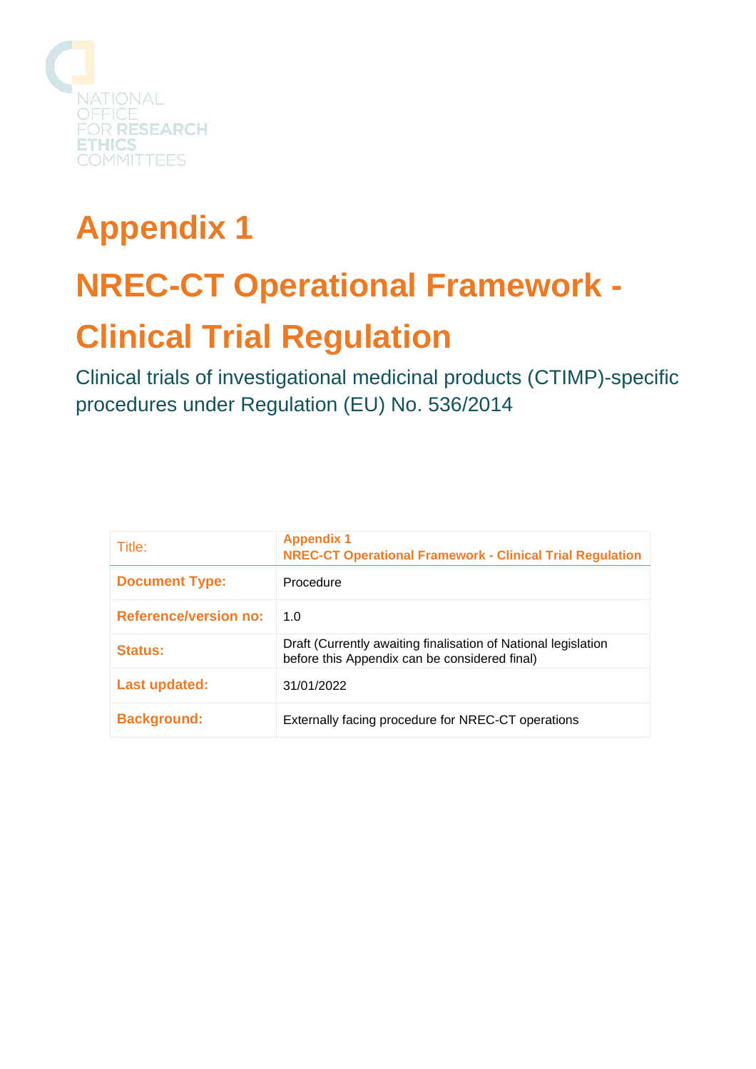NATIONAL OFFICE FOR RESEARCH ETHICS COMMITTEES

# Appendix 1

# NREC-CT Operational Framework - Clinical Trial Regulation

Clinical trials of investigational medicinal products (CTIMP)-specific procedures under Regulation (EU) No. 536/2014

| Title: | **Appendix 1 NREC-CT Operational Framework - Clinical Trial Regulation** |
|---|---|
| **Document Type:** | Procedure |
| **Reference/version no:** | 1.0 |
| **Status:** | Draft (Currently awaiting finalisation of National legislation before this Appendix can be considered final) |
| **Last updated:** | 31/01/2022 |
| **Background:** | Externally facing procedure for NREC-CT operations |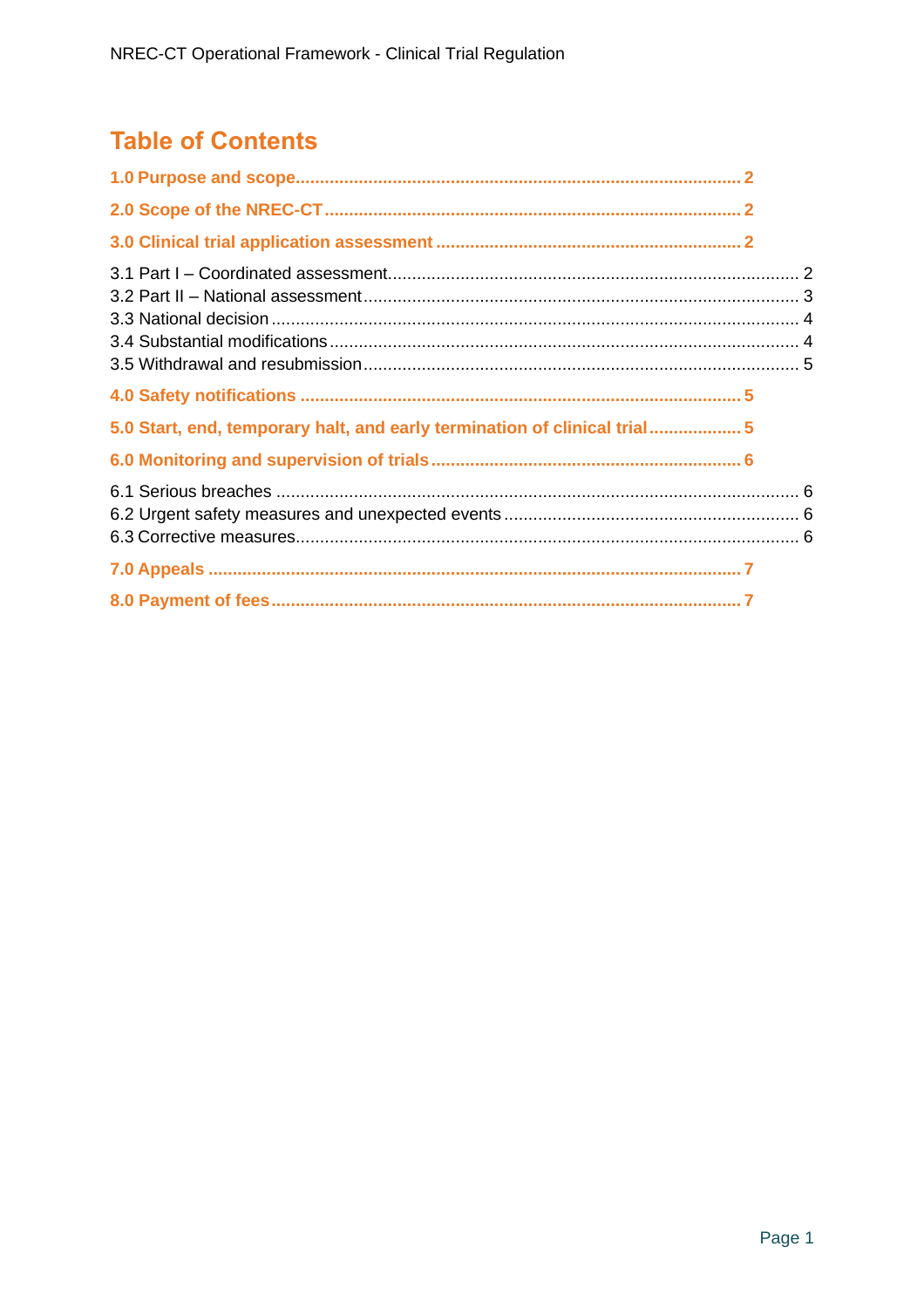# Table of Contents

**1.0 Purpose and scope** .......... 2

**2.0 Scope of the NREC-CT** .......... 2

**3.0 Clinical trial application assessment** .......... 2

3.1 Part I – Coordinated assessment .......... 2
3.2 Part II – National assessment .......... 3
3.3 National decision .......... 4
3.4 Substantial modifications .......... 4
3.5 Withdrawal and resubmission .......... 5

**4.0 Safety notifications** .......... 5

**5.0 Start, end, temporary halt, and early termination of clinical trial** .......... 5

**6.0 Monitoring and supervision of trials** .......... 6

6.1 Serious breaches .......... 6
6.2 Urgent safety measures and unexpected events .......... 6
6.3 Corrective measures .......... 6

**7.0 Appeals** .......... 7

**8.0 Payment of fees** .......... 7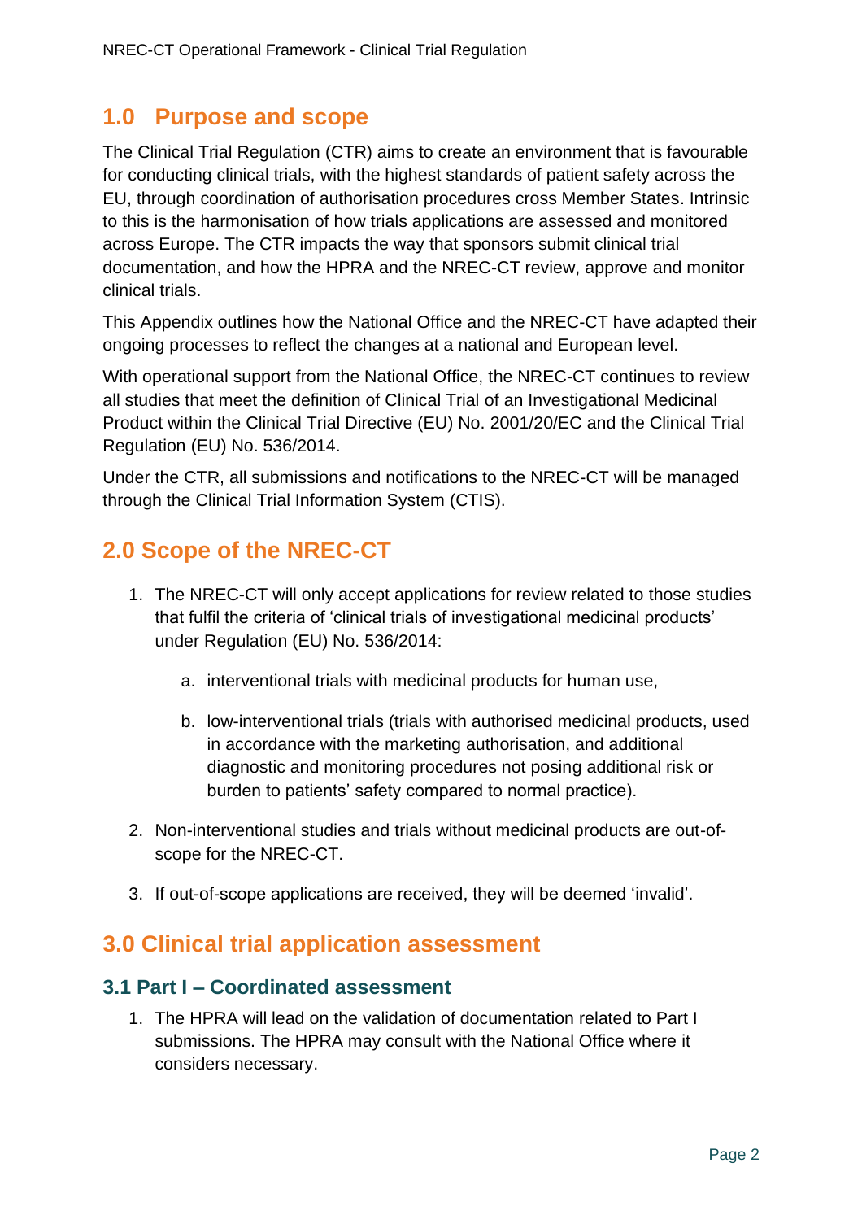## 1.0 Purpose and scope

The Clinical Trial Regulation (CTR) aims to create an environment that is favourable for conducting clinical trials, with the highest standards of patient safety across the EU, through coordination of authorisation procedures cross Member States. Intrinsic to this is the harmonisation of how trials applications are assessed and monitored across Europe. The CTR impacts the way that sponsors submit clinical trial documentation, and how the HPRA and the NREC-CT review, approve and monitor clinical trials.

This Appendix outlines how the National Office and the NREC-CT have adapted their ongoing processes to reflect the changes at a national and European level.

With operational support from the National Office, the NREC-CT continues to review all studies that meet the definition of Clinical Trial of an Investigational Medicinal Product within the Clinical Trial Directive (EU) No. 2001/20/EC and the Clinical Trial Regulation (EU) No. 536/2014.

Under the CTR, all submissions and notifications to the NREC-CT will be managed through the Clinical Trial Information System (CTIS).

## 2.0 Scope of the NREC-CT

1. The NREC-CT will only accept applications for review related to those studies that fulfil the criteria of 'clinical trials of investigational medicinal products' under Regulation (EU) No. 536/2014:

   a. interventional trials with medicinal products for human use,

   b. low-interventional trials (trials with authorised medicinal products, used in accordance with the marketing authorisation, and additional diagnostic and monitoring procedures not posing additional risk or burden to patients' safety compared to normal practice).

2. Non-interventional studies and trials without medicinal products are out-of-scope for the NREC-CT.

3. If out-of-scope applications are received, they will be deemed 'invalid'.

## 3.0 Clinical trial application assessment

### 3.1 Part I – Coordinated assessment

1. The HPRA will lead on the validation of documentation related to Part I submissions. The HPRA may consult with the National Office where it considers necessary.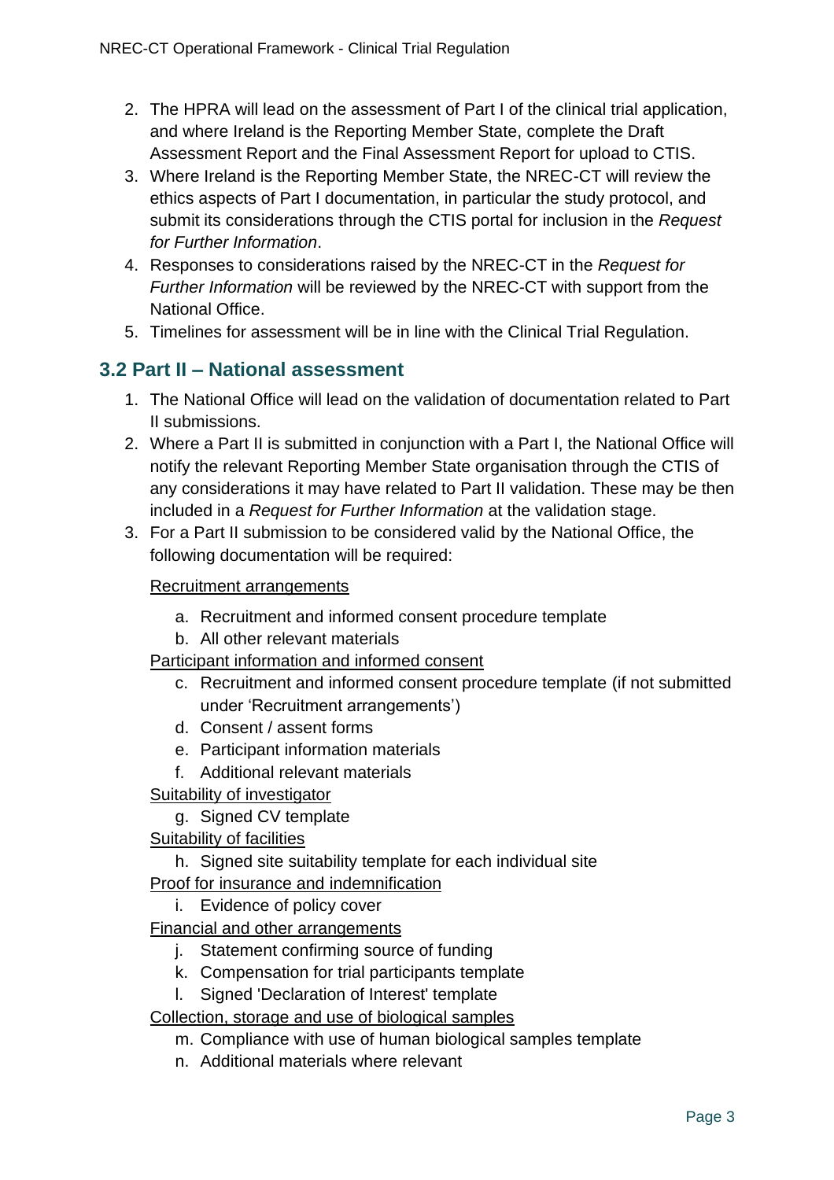2. The HPRA will lead on the assessment of Part I of the clinical trial application, and where Ireland is the Reporting Member State, complete the Draft Assessment Report and the Final Assessment Report for upload to CTIS.
3. Where Ireland is the Reporting Member State, the NREC-CT will review the ethics aspects of Part I documentation, in particular the study protocol, and submit its considerations through the CTIS portal for inclusion in the *Request for Further Information*.
4. Responses to considerations raised by the NREC-CT in the *Request for Further Information* will be reviewed by the NREC-CT with support from the National Office.
5. Timelines for assessment will be in line with the Clinical Trial Regulation.

## 3.2 Part II – National assessment

1. The National Office will lead on the validation of documentation related to Part II submissions.
2. Where a Part II is submitted in conjunction with a Part I, the National Office will notify the relevant Reporting Member State organisation through the CTIS of any considerations it may have related to Part II validation. These may be then included in a *Request for Further Information* at the validation stage.
3. For a Part II submission to be considered valid by the National Office, the following documentation will be required:

   <u>Recruitment arrangements</u>

   a. Recruitment and informed consent procedure template
   b. All other relevant materials

   <u>Participant information and informed consent</u>

   c. Recruitment and informed consent procedure template (if not submitted under 'Recruitment arrangements')
   d. Consent / assent forms
   e. Participant information materials
   f. Additional relevant materials

   <u>Suitability of investigator</u>

   g. Signed CV template

   <u>Suitability of facilities</u>

   h. Signed site suitability template for each individual site

   <u>Proof for insurance and indemnification</u>

   i. Evidence of policy cover

   <u>Financial and other arrangements</u>

   j. Statement confirming source of funding
   k. Compensation for trial participants template
   l. Signed 'Declaration of Interest' template

   <u>Collection, storage and use of biological samples</u>

   m. Compliance with use of human biological samples template
   n. Additional materials where relevant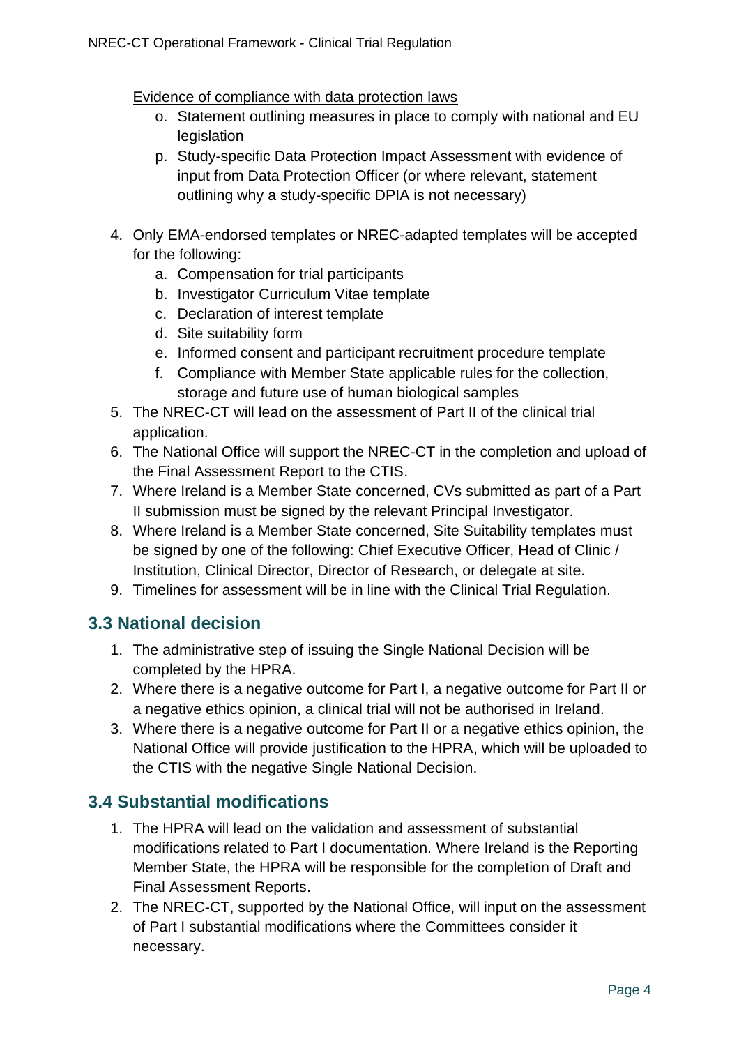<u>Evidence of compliance with data protection laws</u>

   o. Statement outlining measures in place to comply with national and EU legislation
   p. Study-specific Data Protection Impact Assessment with evidence of input from Data Protection Officer (or where relevant, statement outlining why a study-specific DPIA is not necessary)

4. Only EMA-endorsed templates or NREC-adapted templates will be accepted for the following:
   a. Compensation for trial participants
   b. Investigator Curriculum Vitae template
   c. Declaration of interest template
   d. Site suitability form
   e. Informed consent and participant recruitment procedure template
   f. Compliance with Member State applicable rules for the collection, storage and future use of human biological samples
5. The NREC-CT will lead on the assessment of Part II of the clinical trial application.
6. The National Office will support the NREC-CT in the completion and upload of the Final Assessment Report to the CTIS.
7. Where Ireland is a Member State concerned, CVs submitted as part of a Part II submission must be signed by the relevant Principal Investigator.
8. Where Ireland is a Member State concerned, Site Suitability templates must be signed by one of the following: Chief Executive Officer, Head of Clinic / Institution, Clinical Director, Director of Research, or delegate at site.
9. Timelines for assessment will be in line with the Clinical Trial Regulation.

## 3.3 National decision

1. The administrative step of issuing the Single National Decision will be completed by the HPRA.
2. Where there is a negative outcome for Part I, a negative outcome for Part II or a negative ethics opinion, a clinical trial will not be authorised in Ireland.
3. Where there is a negative outcome for Part II or a negative ethics opinion, the National Office will provide justification to the HPRA, which will be uploaded to the CTIS with the negative Single National Decision.

## 3.4 Substantial modifications

1. The HPRA will lead on the validation and assessment of substantial modifications related to Part I documentation. Where Ireland is the Reporting Member State, the HPRA will be responsible for the completion of Draft and Final Assessment Reports.
2. The NREC-CT, supported by the National Office, will input on the assessment of Part I substantial modifications where the Committees consider it necessary.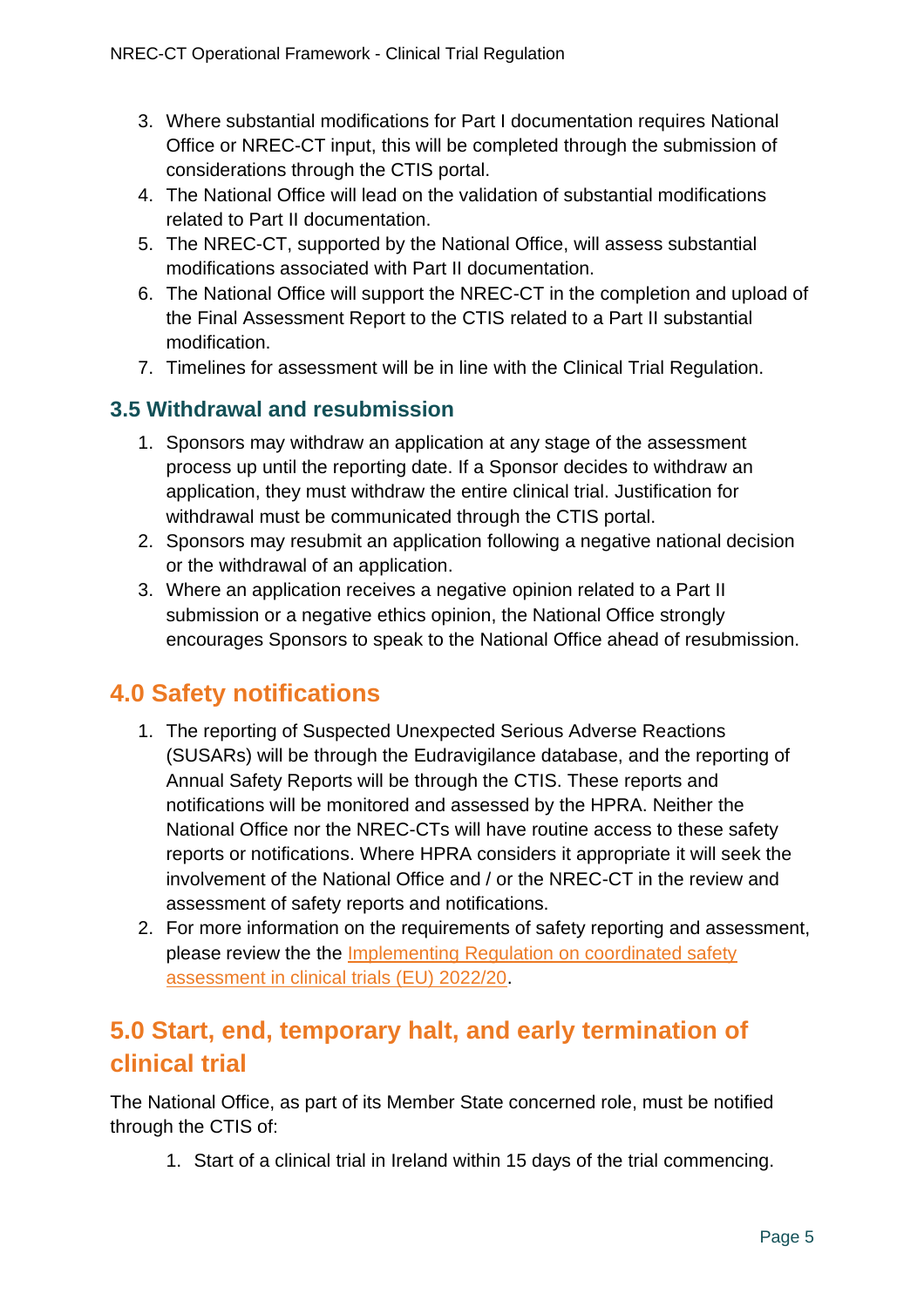3. Where substantial modifications for Part I documentation requires National Office or NREC-CT input, this will be completed through the submission of considerations through the CTIS portal.
4. The National Office will lead on the validation of substantial modifications related to Part II documentation.
5. The NREC-CT, supported by the National Office, will assess substantial modifications associated with Part II documentation.
6. The National Office will support the NREC-CT in the completion and upload of the Final Assessment Report to the CTIS related to a Part II substantial modification.
7. Timelines for assessment will be in line with the Clinical Trial Regulation.

### 3.5 Withdrawal and resubmission

1. Sponsors may withdraw an application at any stage of the assessment process up until the reporting date. If a Sponsor decides to withdraw an application, they must withdraw the entire clinical trial. Justification for withdrawal must be communicated through the CTIS portal.
2. Sponsors may resubmit an application following a negative national decision or the withdrawal of an application.
3. Where an application receives a negative opinion related to a Part II submission or a negative ethics opinion, the National Office strongly encourages Sponsors to speak to the National Office ahead of resubmission.

## 4.0 Safety notifications

1. The reporting of Suspected Unexpected Serious Adverse Reactions (SUSARs) will be through the Eudravigilance database, and the reporting of Annual Safety Reports will be through the CTIS. These reports and notifications will be monitored and assessed by the HPRA. Neither the National Office nor the NREC-CTs will have routine access to these safety reports or notifications. Where HPRA considers it appropriate it will seek the involvement of the National Office and / or the NREC-CT in the review and assessment of safety reports and notifications.
2. For more information on the requirements of safety reporting and assessment, please review the the Implementing Regulation on coordinated safety assessment in clinical trials (EU) 2022/20.

## 5.0 Start, end, temporary halt, and early termination of clinical trial

The National Office, as part of its Member State concerned role, must be notified through the CTIS of:

1. Start of a clinical trial in Ireland within 15 days of the trial commencing.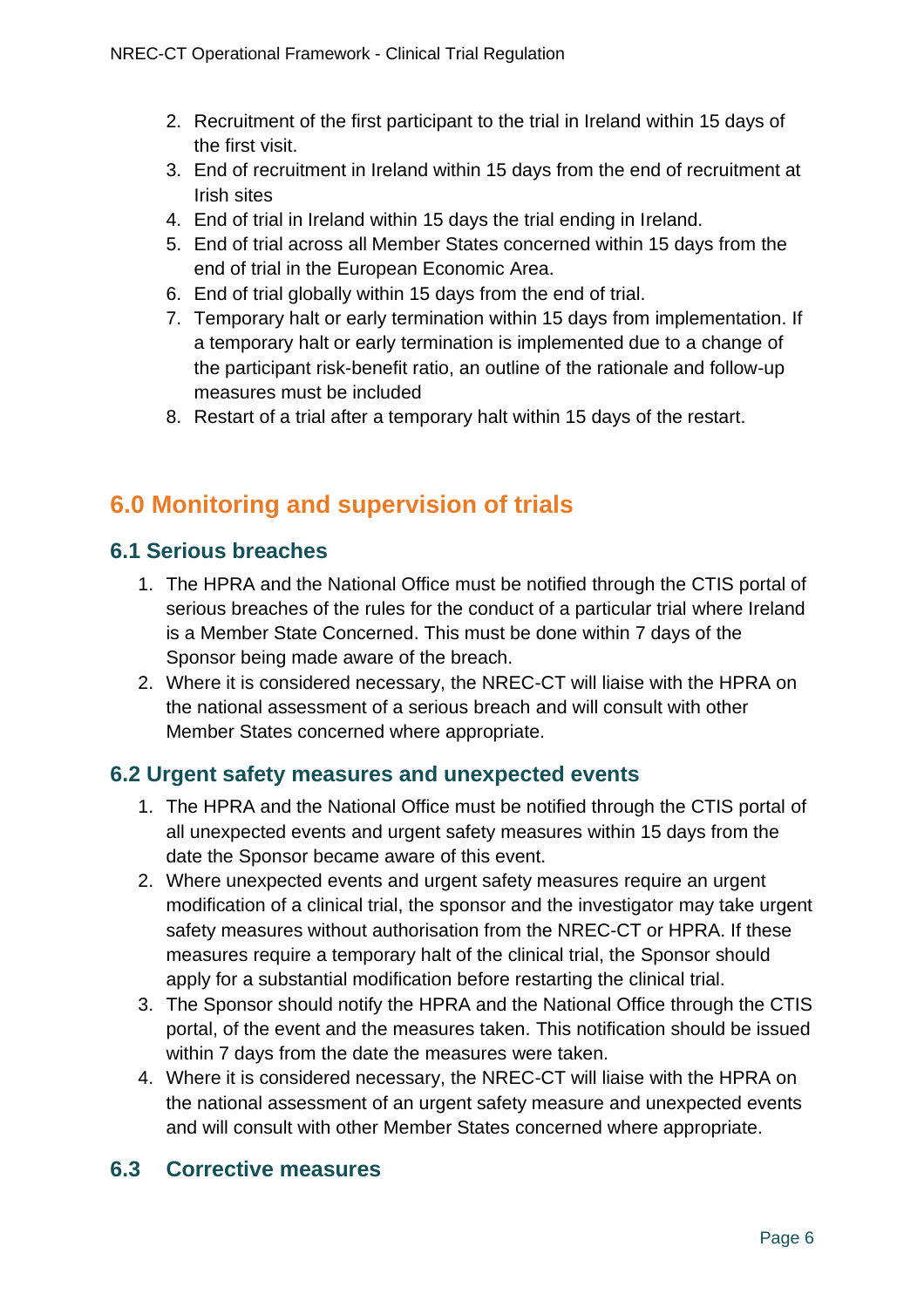2. Recruitment of the first participant to the trial in Ireland within 15 days of the first visit.
3. End of recruitment in Ireland within 15 days from the end of recruitment at Irish sites
4. End of trial in Ireland within 15 days the trial ending in Ireland.
5. End of trial across all Member States concerned within 15 days from the end of trial in the European Economic Area.
6. End of trial globally within 15 days from the end of trial.
7. Temporary halt or early termination within 15 days from implementation. If a temporary halt or early termination is implemented due to a change of the participant risk-benefit ratio, an outline of the rationale and follow-up measures must be included
8. Restart of a trial after a temporary halt within 15 days of the restart.

# 6.0 Monitoring and supervision of trials

## 6.1 Serious breaches

1. The HPRA and the National Office must be notified through the CTIS portal of serious breaches of the rules for the conduct of a particular trial where Ireland is a Member State Concerned. This must be done within 7 days of the Sponsor being made aware of the breach.
2. Where it is considered necessary, the NREC-CT will liaise with the HPRA on the national assessment of a serious breach and will consult with other Member States concerned where appropriate.

## 6.2 Urgent safety measures and unexpected events

1. The HPRA and the National Office must be notified through the CTIS portal of all unexpected events and urgent safety measures within 15 days from the date the Sponsor became aware of this event.
2. Where unexpected events and urgent safety measures require an urgent modification of a clinical trial, the sponsor and the investigator may take urgent safety measures without authorisation from the NREC-CT or HPRA. If these measures require a temporary halt of the clinical trial, the Sponsor should apply for a substantial modification before restarting the clinical trial.
3. The Sponsor should notify the HPRA and the National Office through the CTIS portal, of the event and the measures taken. This notification should be issued within 7 days from the date the measures were taken.
4. Where it is considered necessary, the NREC-CT will liaise with the HPRA on the national assessment of an urgent safety measure and unexpected events and will consult with other Member States concerned where appropriate.

## 6.3 Corrective measures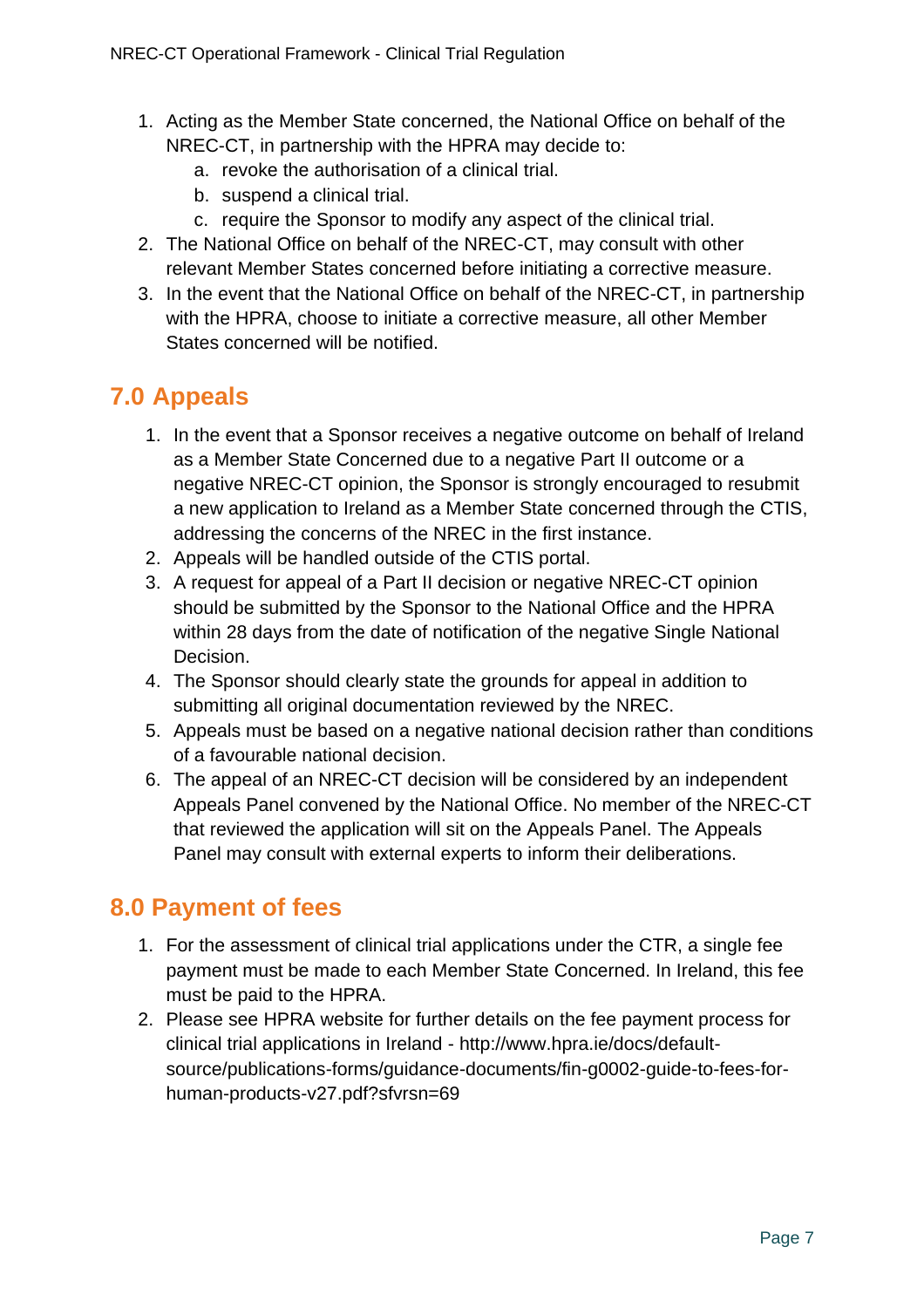1. Acting as the Member State concerned, the National Office on behalf of the NREC-CT, in partnership with the HPRA may decide to:
    a. revoke the authorisation of a clinical trial.
    b. suspend a clinical trial.
    c. require the Sponsor to modify any aspect of the clinical trial.
2. The National Office on behalf of the NREC-CT, may consult with other relevant Member States concerned before initiating a corrective measure.
3. In the event that the National Office on behalf of the NREC-CT, in partnership with the HPRA, choose to initiate a corrective measure, all other Member States concerned will be notified.

## 7.0 Appeals

1. In the event that a Sponsor receives a negative outcome on behalf of Ireland as a Member State Concerned due to a negative Part II outcome or a negative NREC-CT opinion, the Sponsor is strongly encouraged to resubmit a new application to Ireland as a Member State concerned through the CTIS, addressing the concerns of the NREC in the first instance.
2. Appeals will be handled outside of the CTIS portal.
3. A request for appeal of a Part II decision or negative NREC-CT opinion should be submitted by the Sponsor to the National Office and the HPRA within 28 days from the date of notification of the negative Single National Decision.
4. The Sponsor should clearly state the grounds for appeal in addition to submitting all original documentation reviewed by the NREC.
5. Appeals must be based on a negative national decision rather than conditions of a favourable national decision.
6. The appeal of an NREC-CT decision will be considered by an independent Appeals Panel convened by the National Office. No member of the NREC-CT that reviewed the application will sit on the Appeals Panel. The Appeals Panel may consult with external experts to inform their deliberations.

## 8.0 Payment of fees

1. For the assessment of clinical trial applications under the CTR, a single fee payment must be made to each Member State Concerned. In Ireland, this fee must be paid to the HPRA.
2. Please see HPRA website for further details on the fee payment process for clinical trial applications in Ireland - http://www.hpra.ie/docs/default-source/publications-forms/guidance-documents/fin-g0002-guide-to-fees-for-human-products-v27.pdf?sfvrsn=69